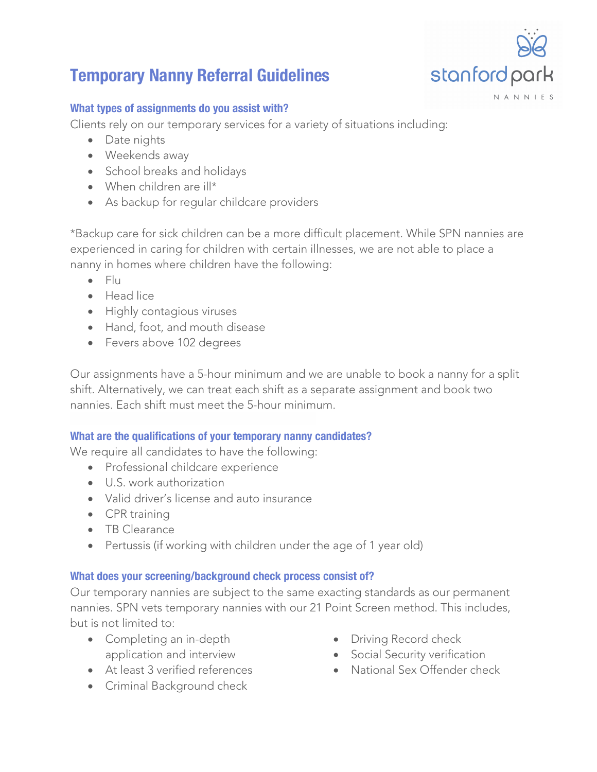# Temporary Nanny Referral Guidelines

### What types of assignments do you assist with?

Clients rely on our temporary services for a variety of situations including:

- Date nights
- Weekends away
- School breaks and holidays
- When children are ill*
- As backup for regular childcare providers

*Backup care for sick children can be a more difficult placement. While SPN nannies are experienced in caring for children with certain illnesses, we are not able to place a nanny in homes where children have the following:

- Flu
- Head lice
- Highly contagious viruses
- Hand, foot, and mouth disease
- Fevers above 102 degrees

Our assignments have a 5-hour minimum and we are unable to book a nanny for a split shift. Alternatively, we can treat each shift as a separate assignment and book two nannies. Each shift must meet the 5-hour minimum.

### What are the qualifications of your temporary nanny candidates?

We require all candidates to have the following:

- Professional childcare experience
- U.S. work authorization
- Valid driver's license and auto insurance
- CPR training
- TB Clearance
- Pertussis (if working with children under the age of 1 year old)

### What does your screening/background check process consist of?

Our temporary nannies are subject to the same exacting standards as our permanent nannies. SPN vets temporary nannies with our 21 Point Screen method. This includes, but is not limited to:

- Completing an in-depth application and interview
- At least 3 verified references
- Criminal Background check
- Driving Record check
- Social Security verification
- National Sex Offender check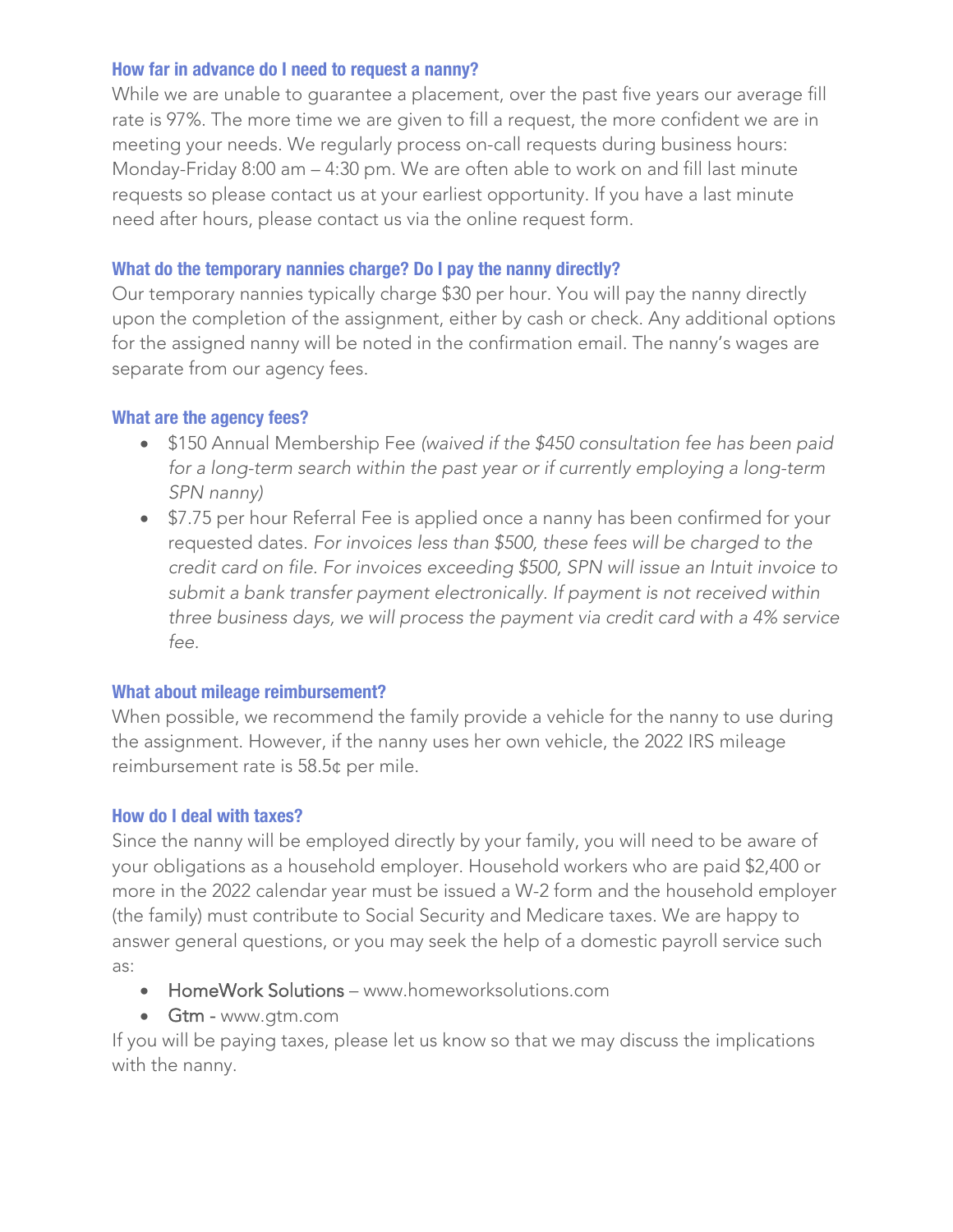### How far in advance do I need to request a nanny?

While we are unable to guarantee a placement, over the past five years our average fill rate is 97%. The more time we are given to fill a request, the more confident we are in meeting your needs. We regularly process on-call requests during business hours: Monday-Friday 8:00 am – 4:30 pm. We are often able to work on and fill last minute requests so please contact us at your earliest opportunity. If you have a last minute need after hours, please contact us via the online request form.

### What do the temporary nannies charge? Do I pay the nanny directly?

Our temporary nannies typically charge $30 per hour. You will pay the nanny directly upon the completion of the assignment, either by cash or check. Any additional options for the assigned nanny will be noted in the confirmation email. The nanny's wages are separate from our agency fees.

### What are the agency fees?

- $150 Annual Membership Fee *(waived if the $450 consultation fee has been paid for a long-term search within the past year or if currently employing a long-term SPN nanny)*
- $7.75 per hour Referral Fee is applied once a nanny has been confirmed for your requested dates. *For invoices less than $500, these fees will be charged to the credit card on file. For invoices exceeding $500, SPN will issue an Intuit invoice to submit a bank transfer payment electronically. If payment is not received within three business days, we will process the payment via credit card with a 4% service fee.*

### What about mileage reimbursement?

When possible, we recommend the family provide a vehicle for the nanny to use during the assignment. However, if the nanny uses her own vehicle, the 2022 IRS mileage reimbursement rate is 58.5¢ per mile.

### How do I deal with taxes?

Since the nanny will be employed directly by your family, you will need to be aware of your obligations as a household employer. Household workers who are paid $2,400 or more in the 2022 calendar year must be issued a W-2 form and the household employer (the family) must contribute to Social Security and Medicare taxes. We are happy to answer general questions, or you may seek the help of a domestic payroll service such as:

- HomeWork Solutions – www.homeworksolutions.com
- Gtm - www.gtm.com

If you will be paying taxes, please let us know so that we may discuss the implications with the nanny.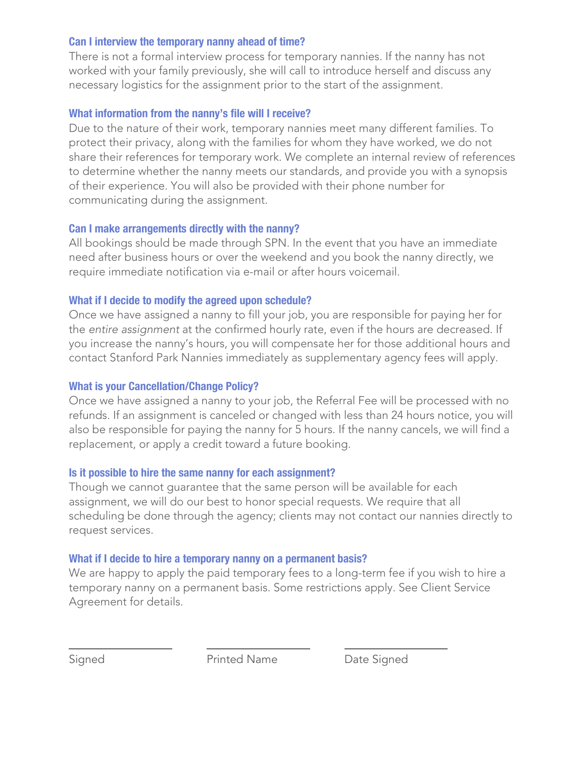### Can I interview the temporary nanny ahead of time?

There is not a formal interview process for temporary nannies. If the nanny has not worked with your family previously, she will call to introduce herself and discuss any necessary logistics for the assignment prior to the start of the assignment.

### What information from the nanny's file will I receive?

Due to the nature of their work, temporary nannies meet many different families. To protect their privacy, along with the families for whom they have worked, we do not share their references for temporary work. We complete an internal review of references to determine whether the nanny meets our standards, and provide you with a synopsis of their experience. You will also be provided with their phone number for communicating during the assignment.

### Can I make arrangements directly with the nanny?

All bookings should be made through SPN. In the event that you have an immediate need after business hours or over the weekend and you book the nanny directly, we require immediate notification via e-mail or after hours voicemail.

### What if I decide to modify the agreed upon schedule?

Once we have assigned a nanny to fill your job, you are responsible for paying her for the *entire assignment* at the confirmed hourly rate, even if the hours are decreased. If you increase the nanny's hours, you will compensate her for those additional hours and contact Stanford Park Nannies immediately as supplementary agency fees will apply.

### What is your Cancellation/Change Policy?

Once we have assigned a nanny to your job, the Referral Fee will be processed with no refunds. If an assignment is canceled or changed with less than 24 hours notice, you will also be responsible for paying the nanny for 5 hours. If the nanny cancels, we will find a replacement, or apply a credit toward a future booking.

### Is it possible to hire the same nanny for each assignment?

Though we cannot guarantee that the same person will be available for each assignment, we will do our best to honor special requests. We require that all scheduling be done through the agency; clients may not contact our nannies directly to request services.

### What if I decide to hire a temporary nanny on a permanent basis?

We are happy to apply the paid temporary fees to a long-term fee if you wish to hire a temporary nanny on a permanent basis. Some restrictions apply. See Client Service Agreement for details.

| | | |
|---|---|---|
| ________________ | ________________ | ________________ |
| Signed | Printed Name | Date Signed |